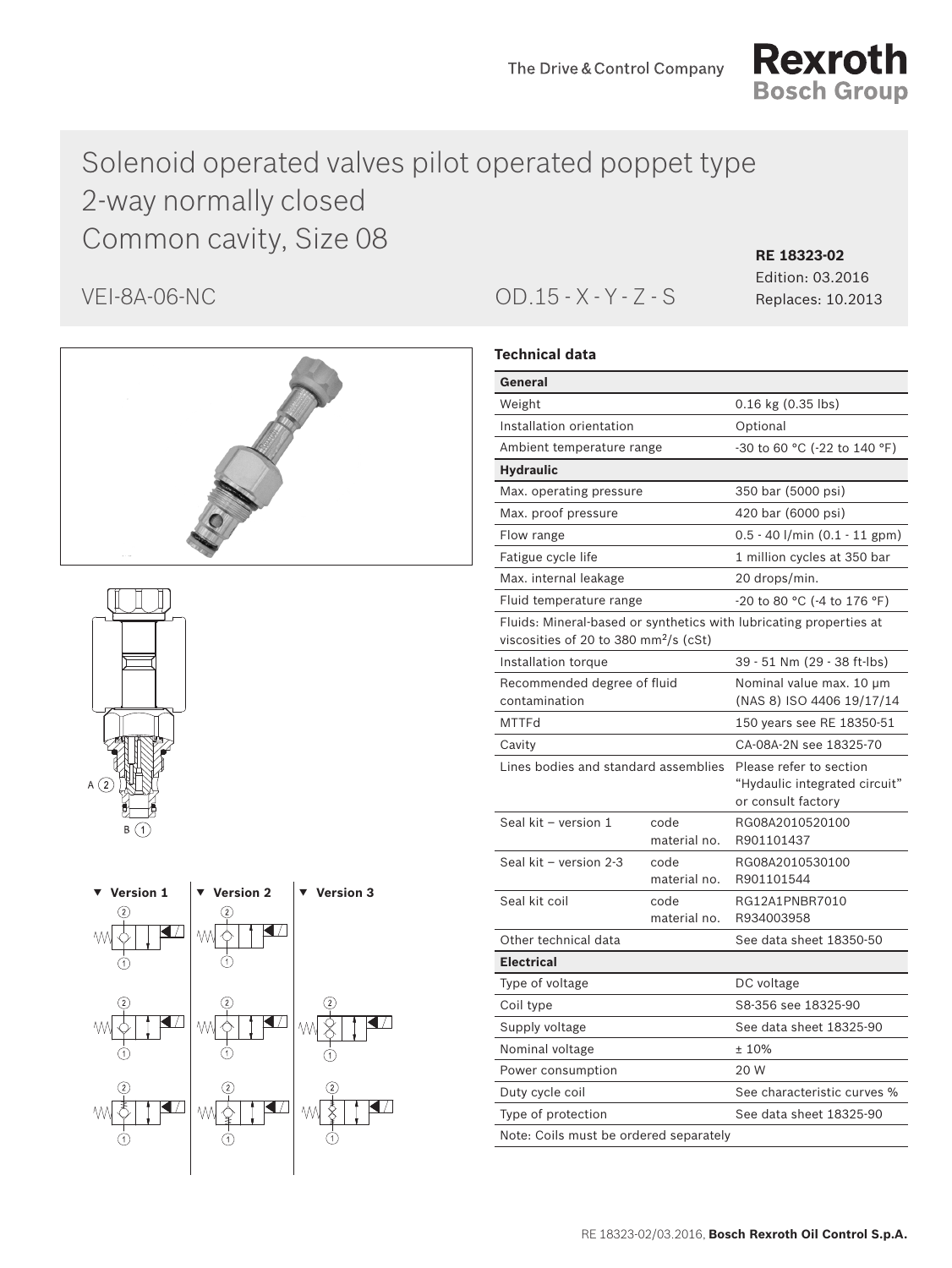# Solenoid operated valves pilot operated poppet type 2-way normally closed Common cavity, Size 08

VEI-8A-06-NC

OD.15 - X - Y - Z - S

**RE 18323-02**
Edition: 03.2016
Replaces: 10.2013

A (2)

B (1)

▼ Version 1 | ▼ Version 2 | ▼ Version 3

## Technical data

| General | | |
|---|---|---|
| Weight | | 0.16 kg (0.35 lbs) |
| Installation orientation | | Optional |
| Ambient temperature range | | -30 to 60 °C (-22 to 140 °F) |
| **Hydraulic** | | |
| Max. operating pressure | | 350 bar (5000 psi) |
| Max. proof pressure | | 420 bar (6000 psi) |
| Flow range | | 0.5 - 40 l/min (0.1 - 11 gpm) |
| Fatigue cycle life | | 1 million cycles at 350 bar |
| Max. internal leakage | | 20 drops/min. |
| Fluid temperature range | | -20 to 80 °C (-4 to 176 °F) |
| Fluids: Mineral-based or synthetics with lubricating properties at viscosities of 20 to 380 mm²/s (cSt) | | |
| Installation torque | | 39 - 51 Nm (29 - 38 ft-lbs) |
| Recommended degree of fluid contamination | | Nominal value max. 10 µm (NAS 8) ISO 4406 19/17/14 |
| MTTFd | | 150 years see RE 18350-51 |
| Cavity | | CA-08A-2N see 18325-70 |
| Lines bodies and standard assemblies | | Please refer to section "Hydaulic integrated circuit" or consult factory |
| Seal kit – version 1 | code<br>material no. | RG08A2010520100<br>R901101437 |
| Seal kit – version 2-3 | code<br>material no. | RG08A2010530100<br>R901101544 |
| Seal kit coil | code<br>material no. | RG12A1PNBR7010<br>R934003958 |
| Other technical data | | See data sheet 18350-50 |
| **Electrical** | | |
| Type of voltage | | DC voltage |
| Coil type | | S8-356 see 18325-90 |
| Supply voltage | | See data sheet 18325-90 |
| Nominal voltage | | ± 10% |
| Power consumption | | 20 W |
| Duty cycle coil | | See characteristic curves % |
| Type of protection | | See data sheet 18325-90 |
| Note: Coils must be ordered separately | | |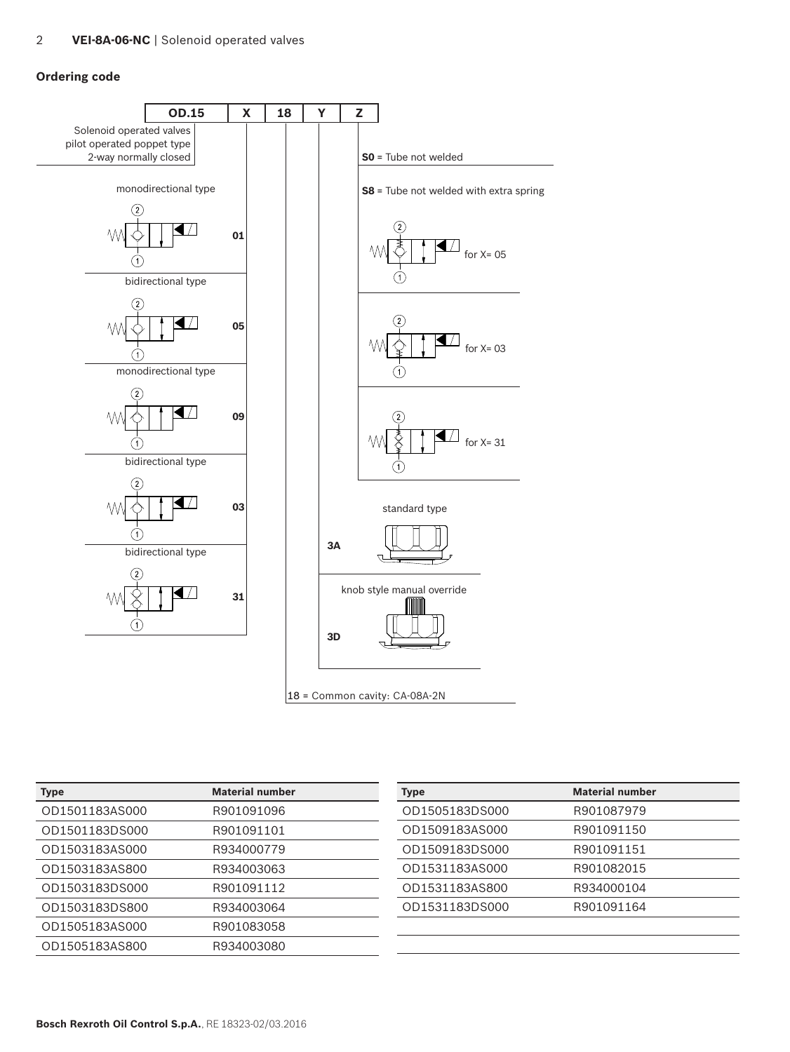## Ordering code

| OD.15 | X | 18 | Y | Z |
|---|---|---|---|---|

Solenoid operated valves
pilot operated poppet type
2-way normally closed

**X:**

- monodirectional type — **01**
- bidirectional type — **05**
- monodirectional type — **09**
- bidirectional type — **03**
- bidirectional type — **31**

**18** = Common cavity: CA-08A-2N

**Y:**

- standard type — **3A**
- knob style manual override — **3D**

**Z:**

- **S0** = Tube not welded
- **S8** = Tube not welded with extra spring
  - for X= 05
  - for X= 03
  - for X= 31

| Type | Material number |
|---|---|
| OD1501183AS000 | R901091096 |
| OD1501183DS000 | R901091101 |
| OD1503183AS000 | R934000779 |
| OD1503183AS800 | R934003063 |
| OD1503183DS000 | R901091112 |
| OD1503183DS800 | R934003064 |
| OD1505183AS000 | R901083058 |
| OD1505183AS800 | R934003080 |
| OD1505183DS000 | R901087979 |
| OD1509183AS000 | R901091150 |
| OD1509183DS000 | R901091151 |
| OD1531183AS000 | R901082015 |
| OD1531183AS800 | R934000104 |
| OD1531183DS000 | R901091164 |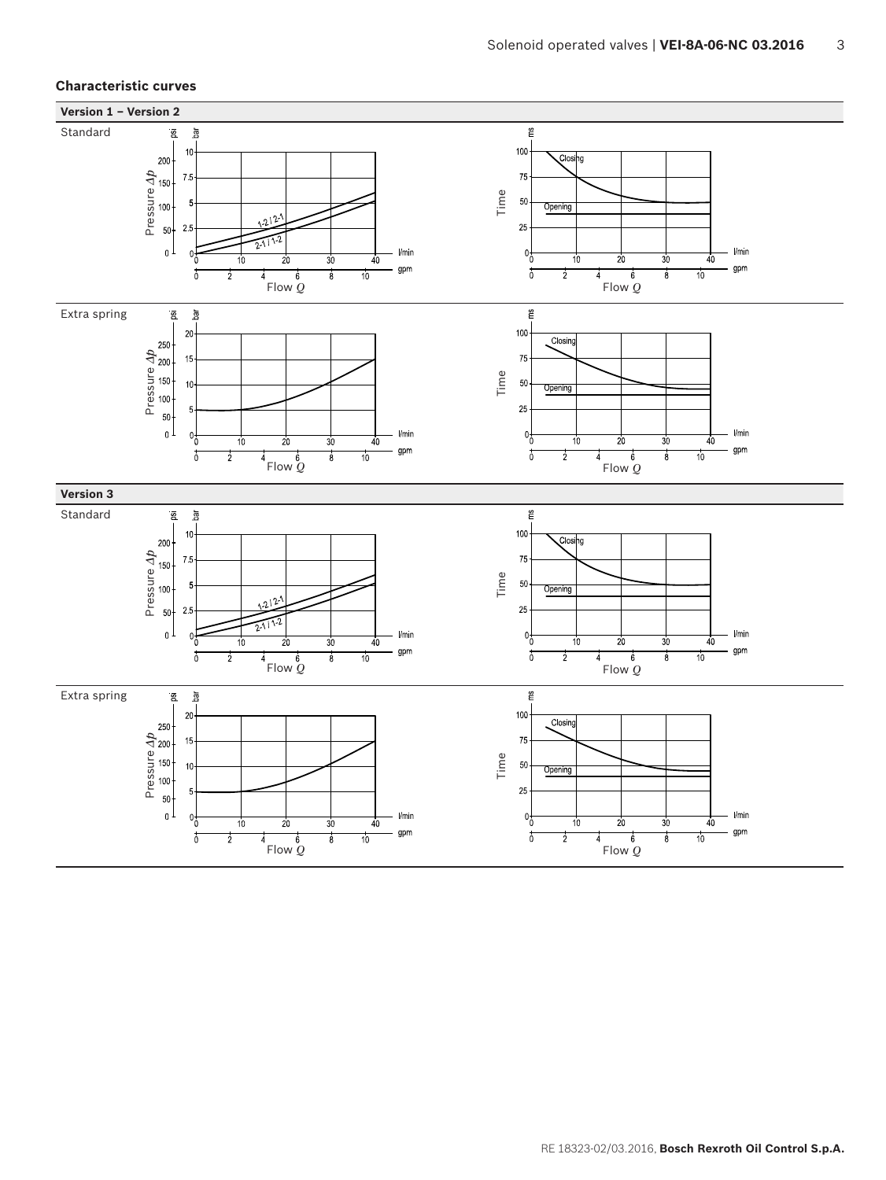## Characteristic curves

### Version 1 – Version 2

Standard

Pressure $\Delta p$ (psi / bar) vs. Flow $Q$ (l/min / gpm): curves 1-2 / 2-1 and 2-1 / 1-2

Time (ms) vs. Flow $Q$ (l/min / gpm): Closing, Opening

Extra spring

Pressure $\Delta p$ (psi / bar) vs. Flow $Q$ (l/min / gpm)

Time (ms) vs. Flow $Q$ (l/min / gpm): Closing, Opening

### Version 3

Standard

Pressure $\Delta p$ (psi / bar) vs. Flow $Q$ (l/min / gpm): curves 1-2 / 2-1 and 2-1 / 1-2

Time (ms) vs. Flow $Q$ (l/min / gpm): Closing, Opening

Extra spring

Pressure $\Delta p$ (psi / bar) vs. Flow $Q$ (l/min / gpm)

Time (ms) vs. Flow $Q$ (l/min / gpm): Closing, Opening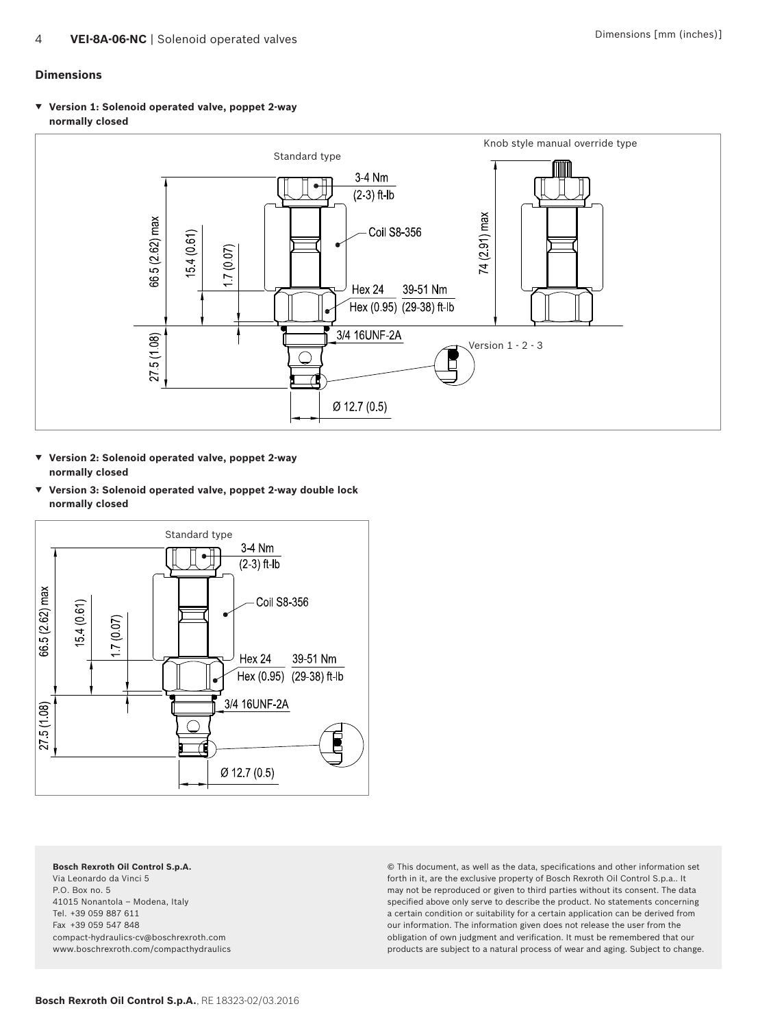## Dimensions

▼ **Version 1: Solenoid operated valve, poppet 2-way normally closed**

Standard type

Knob style manual override type

3-4 Nm
(2-3) ft-lb

Coil S8-356

66.5 (2.62) max

15.4 (0.61)

1.7 (0.07)

74 (2.91) max

Hex 24
Hex (0.95)

39-51 Nm
(29-38) ft-lb

3/4 16UNF-2A

27.5 (1.08)

Version 1 - 2 - 3

Ø 12.7 (0.5)

▼ **Version 2: Solenoid operated valve, poppet 2-way normally closed**

▼ **Version 3: Solenoid operated valve, poppet 2-way double lock normally closed**

Standard type

3-4 Nm
(2-3) ft-lb

Coil S8-356

66.5 (2.62) max

15.4 (0.61)

1.7 (0.07)

Hex 24
Hex (0.95)

39-51 Nm
(29-38) ft-lb

3/4 16UNF-2A

27.5 (1.08)

Ø 12.7 (0.5)

**Bosch Rexroth Oil Control S.p.A.**
Via Leonardo da Vinci 5
P.O. Box no. 5
41015 Nonantola – Modena, Italy
Tel. +39 059 887 611
Fax +39 059 547 848
compact-hydraulics-cv@boschrexroth.com
www.boschrexroth.com/compacthydraulics

© This document, as well as the data, specifications and other information set forth in it, are the exclusive property of Bosch Rexroth Oil Control S.p.a.. It may not be reproduced or given to third parties without its consent. The data specified above only serve to describe the product. No statements concerning a certain condition or suitability for a certain application can be derived from our information. The information given does not release the user from the obligation of own judgment and verification. It must be remembered that our products are subject to a natural process of wear and aging. Subject to change.